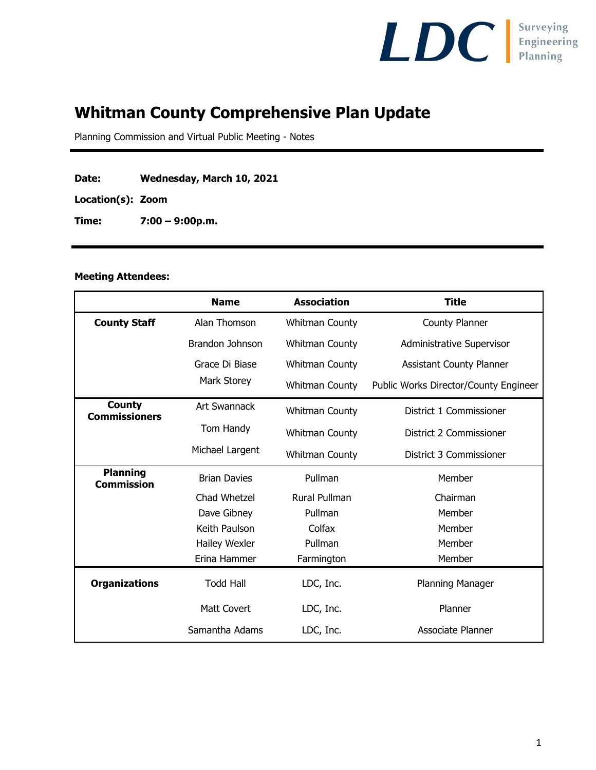LDC | Surveying Engineering Planning

# Whitman County Comprehensive Plan Update

Planning Commission and Virtual Public Meeting - Notes

---

**Date:** **Wednesday, March 10, 2021**

**Location(s):** **Zoom**

**Time:** **7:00 – 9:00p.m.**

---

**Meeting Attendees:**

| | Name | Association | Title |
|---|---|---|---|
| **County Staff** | Alan Thomson | Whitman County | County Planner |
| | Brandon Johnson | Whitman County | Administrative Supervisor |
| | Grace Di Biase | Whitman County | Assistant County Planner |
| | Mark Storey | Whitman County | Public Works Director/County Engineer |
| **County Commissioners** | Art Swannack | Whitman County | District 1 Commissioner |
| | Tom Handy | Whitman County | District 2 Commissioner |
| | Michael Largent | Whitman County | District 3 Commissioner |
| **Planning Commission** | Brian Davies | Pullman | Member |
| | Chad Whetzel | Rural Pullman | Chairman |
| | Dave Gibney | Pullman | Member |
| | Keith Paulson | Colfax | Member |
| | Hailey Wexler | Pullman | Member |
| | Erina Hammer | Farmington | Member |
| **Organizations** | Todd Hall | LDC, Inc. | Planning Manager |
| | Matt Covert | LDC, Inc. | Planner |
| | Samantha Adams | LDC, Inc. | Associate Planner |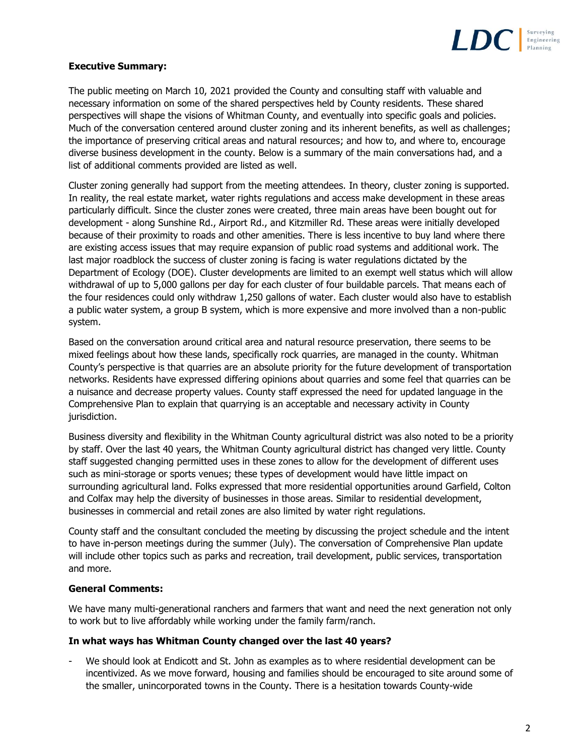**Executive Summary:**

The public meeting on March 10, 2021 provided the County and consulting staff with valuable and necessary information on some of the shared perspectives held by County residents. These shared perspectives will shape the visions of Whitman County, and eventually into specific goals and policies. Much of the conversation centered around cluster zoning and its inherent benefits, as well as challenges; the importance of preserving critical areas and natural resources; and how to, and where to, encourage diverse business development in the county. Below is a summary of the main conversations had, and a list of additional comments provided are listed as well.

Cluster zoning generally had support from the meeting attendees. In theory, cluster zoning is supported. In reality, the real estate market, water rights regulations and access make development in these areas particularly difficult. Since the cluster zones were created, three main areas have been bought out for development - along Sunshine Rd., Airport Rd., and Kitzmiller Rd. These areas were initially developed because of their proximity to roads and other amenities. There is less incentive to buy land where there are existing access issues that may require expansion of public road systems and additional work. The last major roadblock the success of cluster zoning is facing is water regulations dictated by the Department of Ecology (DOE). Cluster developments are limited to an exempt well status which will allow withdrawal of up to 5,000 gallons per day for each cluster of four buildable parcels. That means each of the four residences could only withdraw 1,250 gallons of water. Each cluster would also have to establish a public water system, a group B system, which is more expensive and more involved than a non-public system.

Based on the conversation around critical area and natural resource preservation, there seems to be mixed feelings about how these lands, specifically rock quarries, are managed in the county. Whitman County's perspective is that quarries are an absolute priority for the future development of transportation networks. Residents have expressed differing opinions about quarries and some feel that quarries can be a nuisance and decrease property values. County staff expressed the need for updated language in the Comprehensive Plan to explain that quarrying is an acceptable and necessary activity in County jurisdiction.

Business diversity and flexibility in the Whitman County agricultural district was also noted to be a priority by staff. Over the last 40 years, the Whitman County agricultural district has changed very little. County staff suggested changing permitted uses in these zones to allow for the development of different uses such as mini-storage or sports venues; these types of development would have little impact on surrounding agricultural land. Folks expressed that more residential opportunities around Garfield, Colton and Colfax may help the diversity of businesses in those areas. Similar to residential development, businesses in commercial and retail zones are also limited by water right regulations.

County staff and the consultant concluded the meeting by discussing the project schedule and the intent to have in-person meetings during the summer (July). The conversation of Comprehensive Plan update will include other topics such as parks and recreation, trail development, public services, transportation and more.

**General Comments:**

We have many multi-generational ranchers and farmers that want and need the next generation not only to work but to live affordably while working under the family farm/ranch.

**In what ways has Whitman County changed over the last 40 years?**

- We should look at Endicott and St. John as examples as to where residential development can be incentivized. As we move forward, housing and families should be encouraged to site around some of the smaller, unincorporated towns in the County. There is a hesitation towards County-wide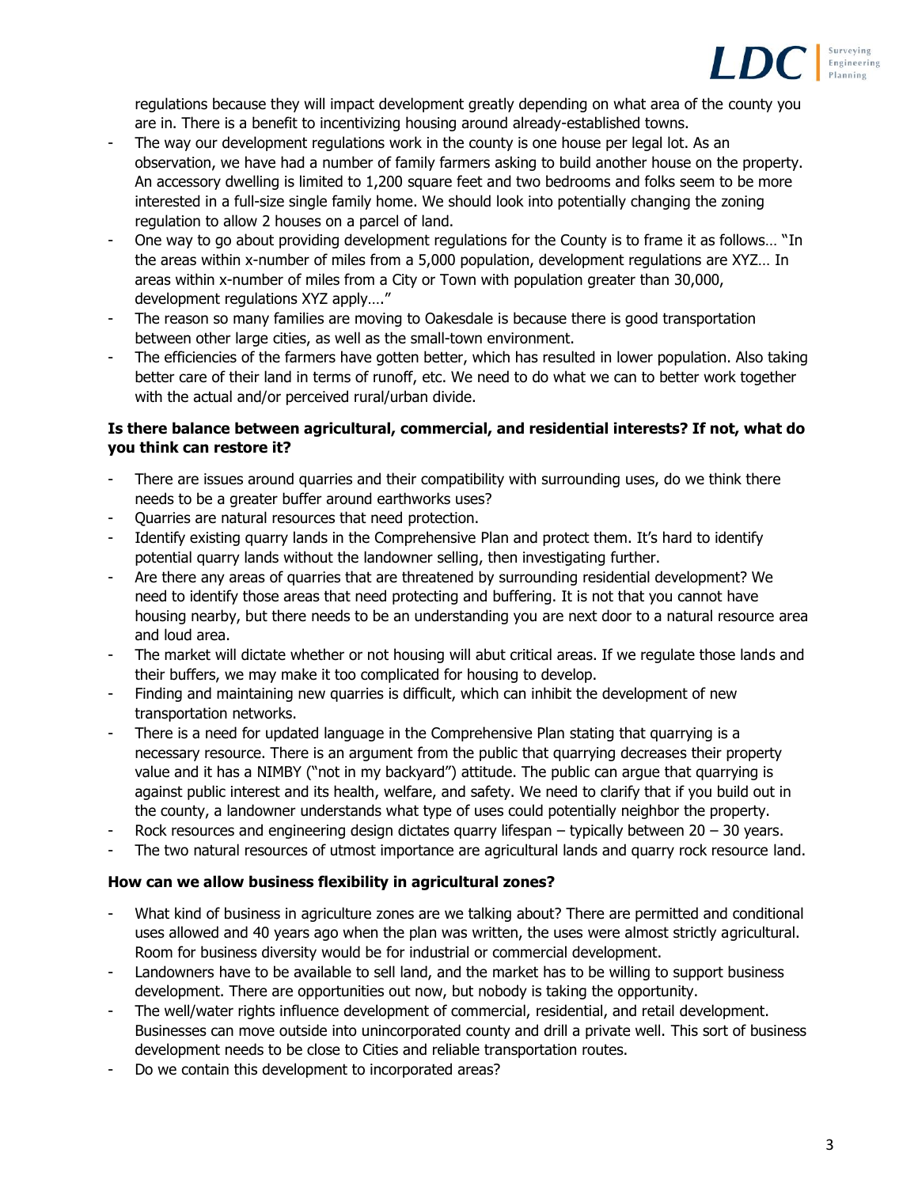regulations because they will impact development greatly depending on what area of the county you are in. There is a benefit to incentivizing housing around already-established towns.

- The way our development regulations work in the county is one house per legal lot. As an observation, we have had a number of family farmers asking to build another house on the property. An accessory dwelling is limited to 1,200 square feet and two bedrooms and folks seem to be more interested in a full-size single family home. We should look into potentially changing the zoning regulation to allow 2 houses on a parcel of land.
- One way to go about providing development regulations for the County is to frame it as follows… "In the areas within x-number of miles from a 5,000 population, development regulations are XYZ… In areas within x-number of miles from a City or Town with population greater than 30,000, development regulations XYZ apply…."
- The reason so many families are moving to Oakesdale is because there is good transportation between other large cities, as well as the small-town environment.
- The efficiencies of the farmers have gotten better, which has resulted in lower population. Also taking better care of their land in terms of runoff, etc. We need to do what we can to better work together with the actual and/or perceived rural/urban divide.

**Is there balance between agricultural, commercial, and residential interests? If not, what do you think can restore it?**

- There are issues around quarries and their compatibility with surrounding uses, do we think there needs to be a greater buffer around earthworks uses?
- Quarries are natural resources that need protection.
- Identify existing quarry lands in the Comprehensive Plan and protect them. It's hard to identify potential quarry lands without the landowner selling, then investigating further.
- Are there any areas of quarries that are threatened by surrounding residential development? We need to identify those areas that need protecting and buffering. It is not that you cannot have housing nearby, but there needs to be an understanding you are next door to a natural resource area and loud area.
- The market will dictate whether or not housing will abut critical areas. If we regulate those lands and their buffers, we may make it too complicated for housing to develop.
- Finding and maintaining new quarries is difficult, which can inhibit the development of new transportation networks.
- There is a need for updated language in the Comprehensive Plan stating that quarrying is a necessary resource. There is an argument from the public that quarrying decreases their property value and it has a NIMBY ("not in my backyard") attitude. The public can argue that quarrying is against public interest and its health, welfare, and safety. We need to clarify that if you build out in the county, a landowner understands what type of uses could potentially neighbor the property.
- Rock resources and engineering design dictates quarry lifespan – typically between 20 – 30 years.
- The two natural resources of utmost importance are agricultural lands and quarry rock resource land.

**How can we allow business flexibility in agricultural zones?**

- What kind of business in agriculture zones are we talking about? There are permitted and conditional uses allowed and 40 years ago when the plan was written, the uses were almost strictly agricultural. Room for business diversity would be for industrial or commercial development.
- Landowners have to be available to sell land, and the market has to be willing to support business development. There are opportunities out now, but nobody is taking the opportunity.
- The well/water rights influence development of commercial, residential, and retail development. Businesses can move outside into unincorporated county and drill a private well. This sort of business development needs to be close to Cities and reliable transportation routes.
- Do we contain this development to incorporated areas?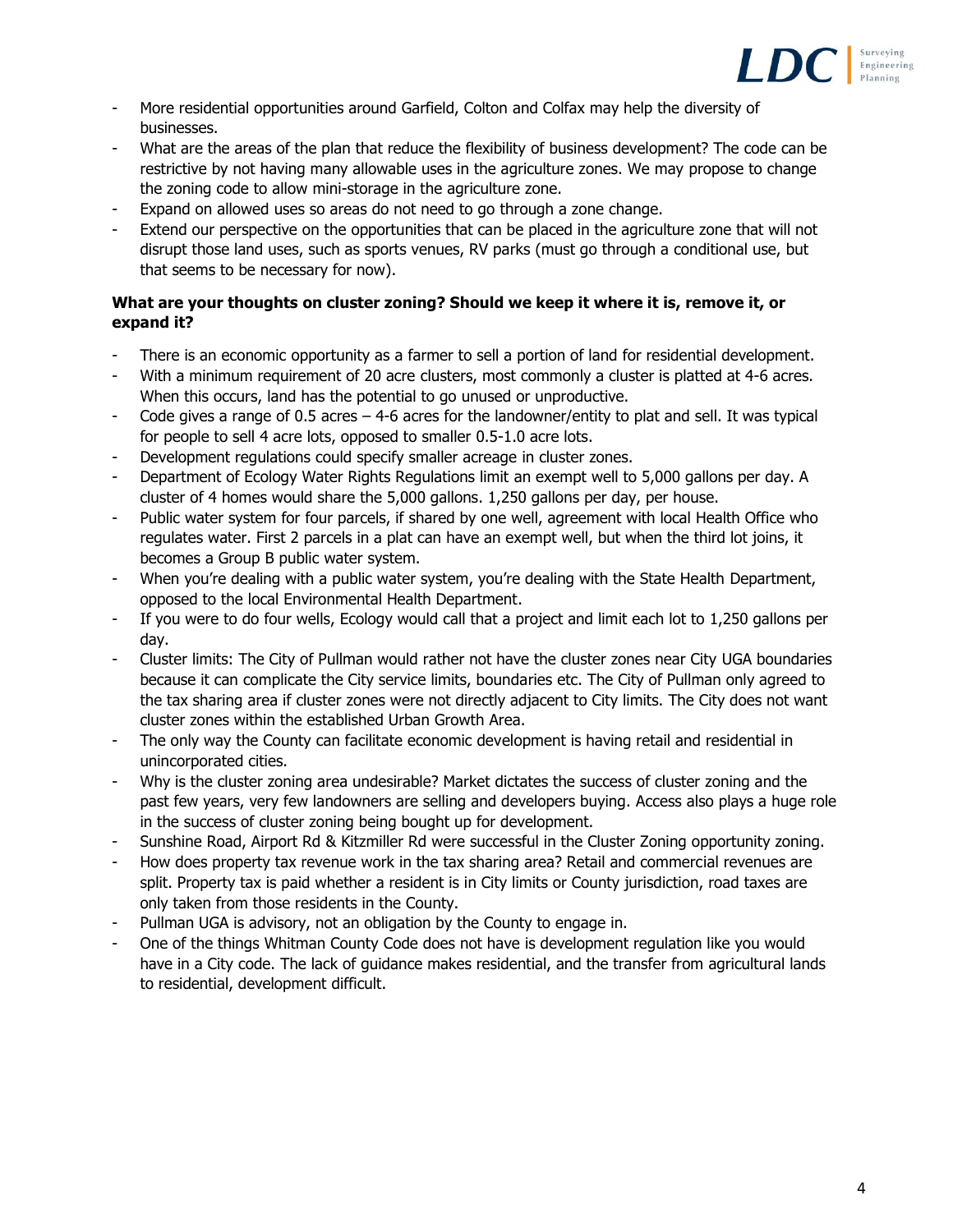- More residential opportunities around Garfield, Colton and Colfax may help the diversity of businesses.
- What are the areas of the plan that reduce the flexibility of business development? The code can be restrictive by not having many allowable uses in the agriculture zones. We may propose to change the zoning code to allow mini-storage in the agriculture zone.
- Expand on allowed uses so areas do not need to go through a zone change.
- Extend our perspective on the opportunities that can be placed in the agriculture zone that will not disrupt those land uses, such as sports venues, RV parks (must go through a conditional use, but that seems to be necessary for now).

**What are your thoughts on cluster zoning? Should we keep it where it is, remove it, or expand it?**

- There is an economic opportunity as a farmer to sell a portion of land for residential development.
- With a minimum requirement of 20 acre clusters, most commonly a cluster is platted at 4-6 acres. When this occurs, land has the potential to go unused or unproductive.
- Code gives a range of 0.5 acres – 4-6 acres for the landowner/entity to plat and sell. It was typical for people to sell 4 acre lots, opposed to smaller 0.5-1.0 acre lots.
- Development regulations could specify smaller acreage in cluster zones.
- Department of Ecology Water Rights Regulations limit an exempt well to 5,000 gallons per day. A cluster of 4 homes would share the 5,000 gallons. 1,250 gallons per day, per house.
- Public water system for four parcels, if shared by one well, agreement with local Health Office who regulates water. First 2 parcels in a plat can have an exempt well, but when the third lot joins, it becomes a Group B public water system.
- When you're dealing with a public water system, you're dealing with the State Health Department, opposed to the local Environmental Health Department.
- If you were to do four wells, Ecology would call that a project and limit each lot to 1,250 gallons per day.
- Cluster limits: The City of Pullman would rather not have the cluster zones near City UGA boundaries because it can complicate the City service limits, boundaries etc. The City of Pullman only agreed to the tax sharing area if cluster zones were not directly adjacent to City limits. The City does not want cluster zones within the established Urban Growth Area.
- The only way the County can facilitate economic development is having retail and residential in unincorporated cities.
- Why is the cluster zoning area undesirable? Market dictates the success of cluster zoning and the past few years, very few landowners are selling and developers buying. Access also plays a huge role in the success of cluster zoning being bought up for development.
- Sunshine Road, Airport Rd & Kitzmiller Rd were successful in the Cluster Zoning opportunity zoning.
- How does property tax revenue work in the tax sharing area? Retail and commercial revenues are split. Property tax is paid whether a resident is in City limits or County jurisdiction, road taxes are only taken from those residents in the County.
- Pullman UGA is advisory, not an obligation by the County to engage in.
- One of the things Whitman County Code does not have is development regulation like you would have in a City code. The lack of guidance makes residential, and the transfer from agricultural lands to residential, development difficult.